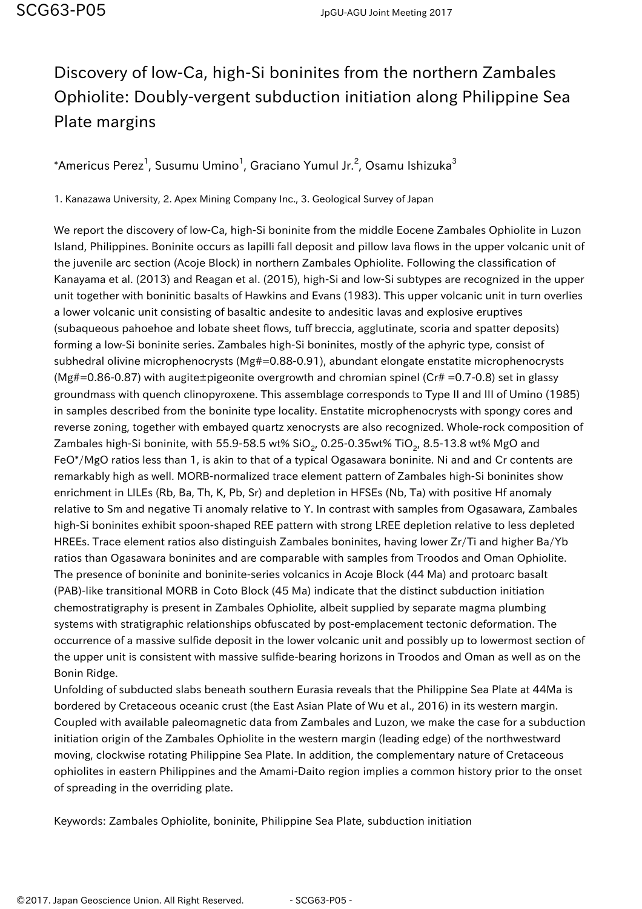# Discovery of low-Ca, high-Si boninites from the northern Zambales Ophiolite: Doubly-vergent subduction initiation along Philippine Sea Plate margins

*Americus Perez[1], Susumu Umino[1], Graciano Yumul Jr.[2], Osamu Ishizuka[3]

1. Kanazawa University, 2. Apex Mining Company Inc., 3. Geological Survey of Japan

We report the discovery of low-Ca, high-Si boninite from the middle Eocene Zambales Ophiolite in Luzon Island, Philippines. Boninite occurs as lapilli fall deposit and pillow lava flows in the upper volcanic unit of the juvenile arc section (Acoje Block) in northern Zambales Ophiolite. Following the classification of Kanayama et al. (2013) and Reagan et al. (2015), high-Si and low-Si subtypes are recognized in the upper unit together with boninitic basalts of Hawkins and Evans (1983). This upper volcanic unit in turn overlies a lower volcanic unit consisting of basaltic andesite to andesitic lavas and explosive eruptives (subaqueous pahoehoe and lobate sheet flows, tuff breccia, agglutinate, scoria and spatter deposits) forming a low-Si boninite series. Zambales high-Si boninites, mostly of the aphyric type, consist of subhedral olivine microphenocrysts (Mg#=0.88-0.91), abundant elongate enstatite microphenocrysts (Mg#=0.86-0.87) with augite±pigeonite overgrowth and chromian spinel (Cr# =0.7-0.8) set in glassy groundmass with quench clinopyroxene. This assemblage corresponds to Type II and III of Umino (1985) in samples described from the boninite type locality. Enstatite microphenocrysts with spongy cores and reverse zoning, together with embayed quartz xenocrysts are also recognized. Whole-rock composition of Zambales high-Si boninite, with 55.9-58.5 wt% $SiO_2$, 0.25-0.35wt% $TiO_2$, 8.5-13.8 wt% MgO and FeO*/MgO ratios less than 1, is akin to that of a typical Ogasawara boninite. Ni and and Cr contents are remarkably high as well. MORB-normalized trace element pattern of Zambales high-Si boninites show enrichment in LILEs (Rb, Ba, Th, K, Pb, Sr) and depletion in HFSEs (Nb, Ta) with positive Hf anomaly relative to Sm and negative Ti anomaly relative to Y. In contrast with samples from Ogasawara, Zambales high-Si boninites exhibit spoon-shaped REE pattern with strong LREE depletion relative to less depleted HREEs. Trace element ratios also distinguish Zambales boninites, having lower Zr/Ti and higher Ba/Yb ratios than Ogasawara boninites and are comparable with samples from Troodos and Oman Ophiolite. The presence of boninite and boninite-series volcanics in Acoje Block (44 Ma) and protoarc basalt (PAB)-like transitional MORB in Coto Block (45 Ma) indicate that the distinct subduction initiation chemostratigraphy is present in Zambales Ophiolite, albeit supplied by separate magma plumbing systems with stratigraphic relationships obfuscated by post-emplacement tectonic deformation. The occurrence of a massive sulfide deposit in the lower volcanic unit and possibly up to lowermost section of the upper unit is consistent with massive sulfide-bearing horizons in Troodos and Oman as well as on the Bonin Ridge.

Unfolding of subducted slabs beneath southern Eurasia reveals that the Philippine Sea Plate at 44Ma is bordered by Cretaceous oceanic crust (the East Asian Plate of Wu et al., 2016) in its western margin. Coupled with available paleomagnetic data from Zambales and Luzon, we make the case for a subduction initiation origin of the Zambales Ophiolite in the western margin (leading edge) of the northwestward moving, clockwise rotating Philippine Sea Plate. In addition, the complementary nature of Cretaceous ophiolites in eastern Philippines and the Amami-Daito region implies a common history prior to the onset of spreading in the overriding plate.

Keywords: Zambales Ophiolite, boninite, Philippine Sea Plate, subduction initiation